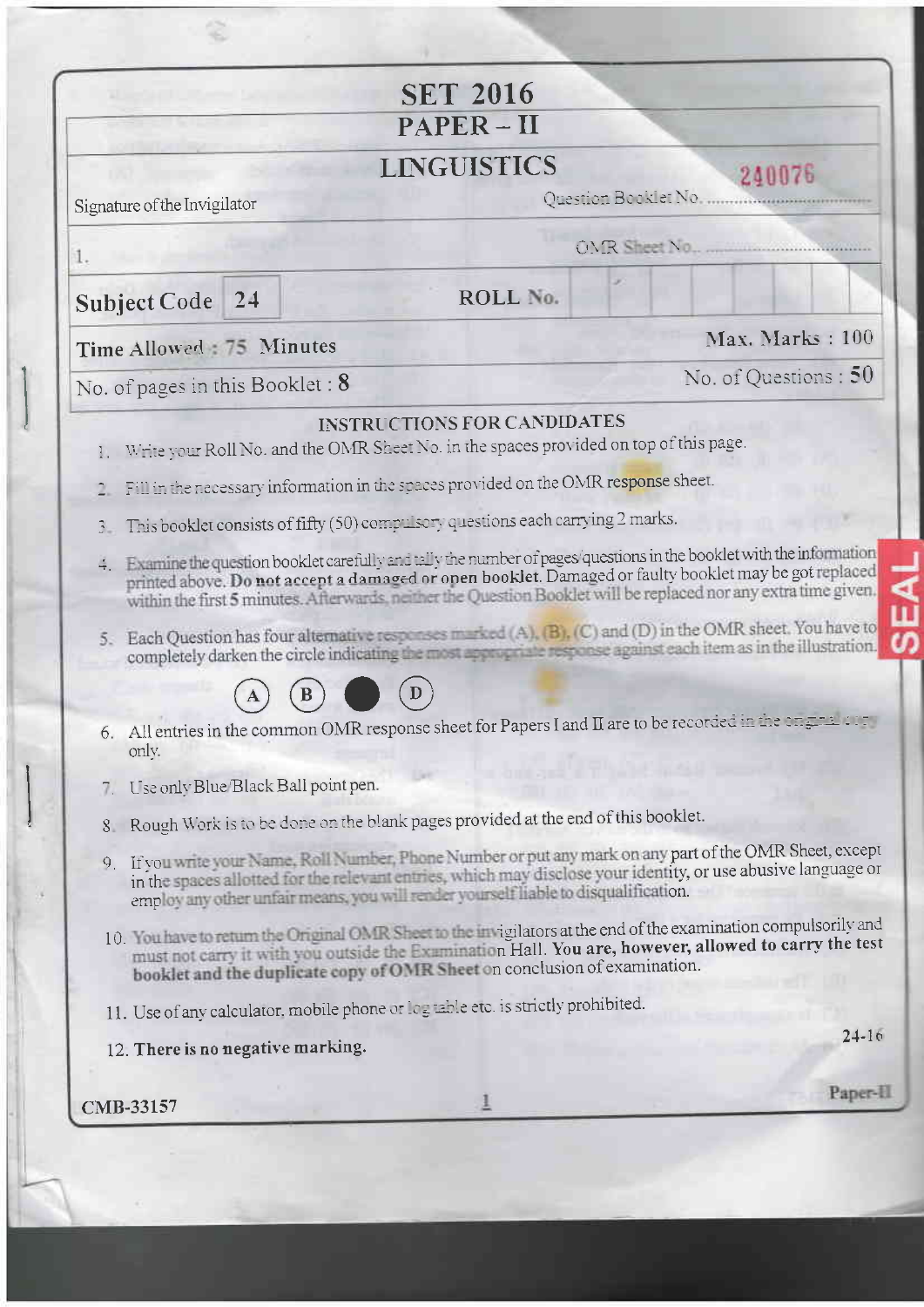# SET 2016

## PAPER – II

## LINGUISTICS

Signature of the Invigilator

1.

Question Booklet No. 240076

OMR Sheet No. ..............................

| Subject Code | 24 | ROLL No. | | | | | | | | |
|---|---|---|---|---|---|---|---|---|---|---|

Time Allowed : 75 Minutes

Max. Marks : 100

No. of pages in this Booklet : 8

No. of Questions : 50

### INSTRUCTIONS FOR CANDIDATES

1. Write your Roll No. and the OMR Sheet No. in the spaces provided on top of this page.
2. Fill in the necessary information in the spaces provided on the OMR response sheet.
3. This booklet consists of fifty (50) compulsory questions each carrying 2 marks.
4. Examine the question booklet carefully and tally the number of pages/questions in the booklet with the information printed above. **Do not accept a damaged or open booklet.** Damaged or faulty booklet may be got replaced within the first **5** minutes. Afterwards, neither the Question Booklet will be replaced nor any extra time given.
5. Each Question has four alternative responses marked (A), (B), (C) and (D) in the OMR sheet. You have to completely darken the circle indicating the most appropriate response against each item as in the illustration.

   (A) (B) ● (D)

6. All entries in the common OMR response sheet for Papers I and II are to be recorded in the original copy only.
7. Use only Blue/Black Ball point pen.
8. Rough Work is to be done on the blank pages provided at the end of this booklet.
9. If you write your Name, Roll Number, Phone Number or put any mark on any part of the OMR Sheet, except in the spaces allotted for the relevant entries, which may disclose your identity, or use abusive language or employ any other unfair means, you will render yourself liable to disqualification.
10. You have to return the Original OMR Sheet to the invigilators at the end of the examination compulsorily and must not carry it with you outside the Examination Hall. **You are, however, allowed to carry the test booklet and the duplicate copy of OMR Sheet** on conclusion of examination.
11. Use of any calculator, mobile phone or log table etc. is strictly prohibited.
12. **There is no negative marking.**

24-16

CMB-33157

Paper-II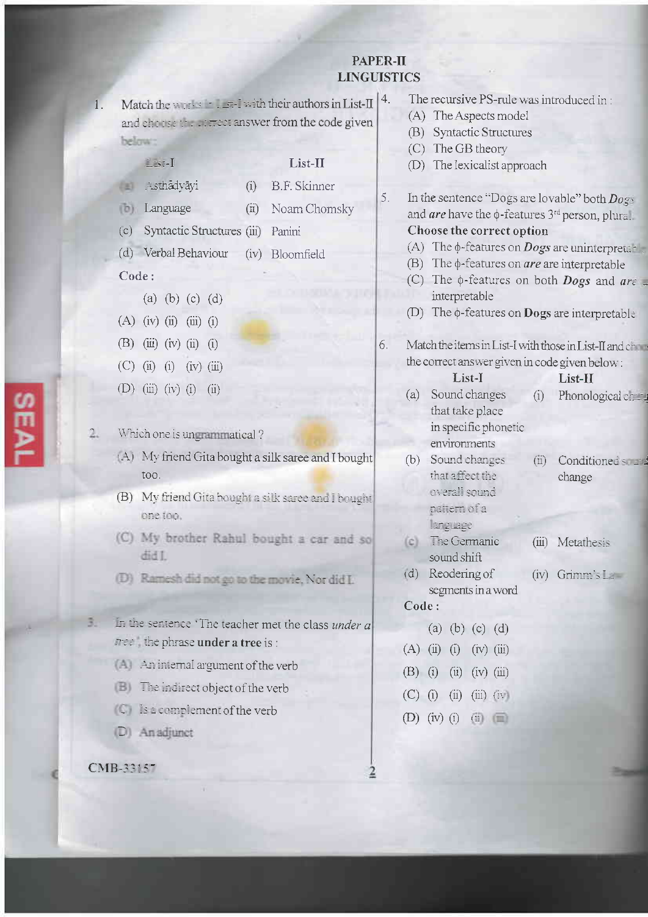# PAPER-II
## LINGUISTICS

1. Match the works in List-I with their authors in List-II and choose the correct answer from the code given below :

| List-I | List-II |
|---|---|
| (a) Asthādyāyi | (i) B.F. Skinner |
| (b) Language | (ii) Noam Chomsky |
| (c) Syntactic Structures | (iii) Panini |
| (d) Verbal Behaviour | (iv) Bloomfield |

**Code :**

| | (a) | (b) | (c) | (d) |
|---|---|---|---|---|
| (A) | (iv) | (ii) | (iii) | (i) |
| (B) | (iii) | (iv) | (ii) | (i) |
| (C) | (ii) | (i) | (iv) | (iii) |
| (D) | (iii) | (iv) | (i) | (ii) |

2. Which one is ungrammatical ?
   (A) My friend Gita bought a silk saree and I bought too.
   (B) My friend Gita bought a silk saree and I bought one too.
   (C) My brother Rahul bought a car and so did I.
   (D) Ramesh did not go to the movie, Nor did I.

3. In the sentence 'The teacher met the class *under a tree*', the phrase **under a tree** is :
   (A) An internal argument of the verb
   (B) The indirect object of the verb
   (C) Is a complement of the verb
   (D) An adjunct

4. The recursive PS-rule was introduced in :
   (A) The Aspects model
   (B) Syntactic Structures
   (C) The GB theory
   (D) The lexicalist approach

5. In the sentence "Dogs are lovable" both *Dogs* and *are* have the ϕ-features 3[rd] person, plural.
   **Choose the correct option**
   (A) The ϕ-features on *Dogs* are uninterpretable
   (B) The ϕ-features on *are* are interpretable
   (C) The ϕ-features on both *Dogs* and *are* are interpretable
   (D) The ϕ-features on **Dogs** are interpretable

6. Match the items in List-I with those in List-II and choose the correct answer given in code given below :

| List-I | List-II |
|---|---|
| (a) Sound changes that take place in specific phonetic environments | (i) Phonological change |
| (b) Sound changes that affect the overall sound pattern of a language | (ii) Conditioned sound change |
| (c) The Germanic sound shift | (iii) Metathesis |
| (d) Reodering of segments in a word | (iv) Grimm's Law |

**Code :**

| | (a) | (b) | (c) | (d) |
|---|---|---|---|---|
| (A) | (ii) | (i) | (iv) | (iii) |
| (B) | (i) | (ii) | (iv) | (iii) |
| (C) | (i) | (ii) | (iii) | (iv) |
| (D) | (iv) | (i) | (ii) | (iii) |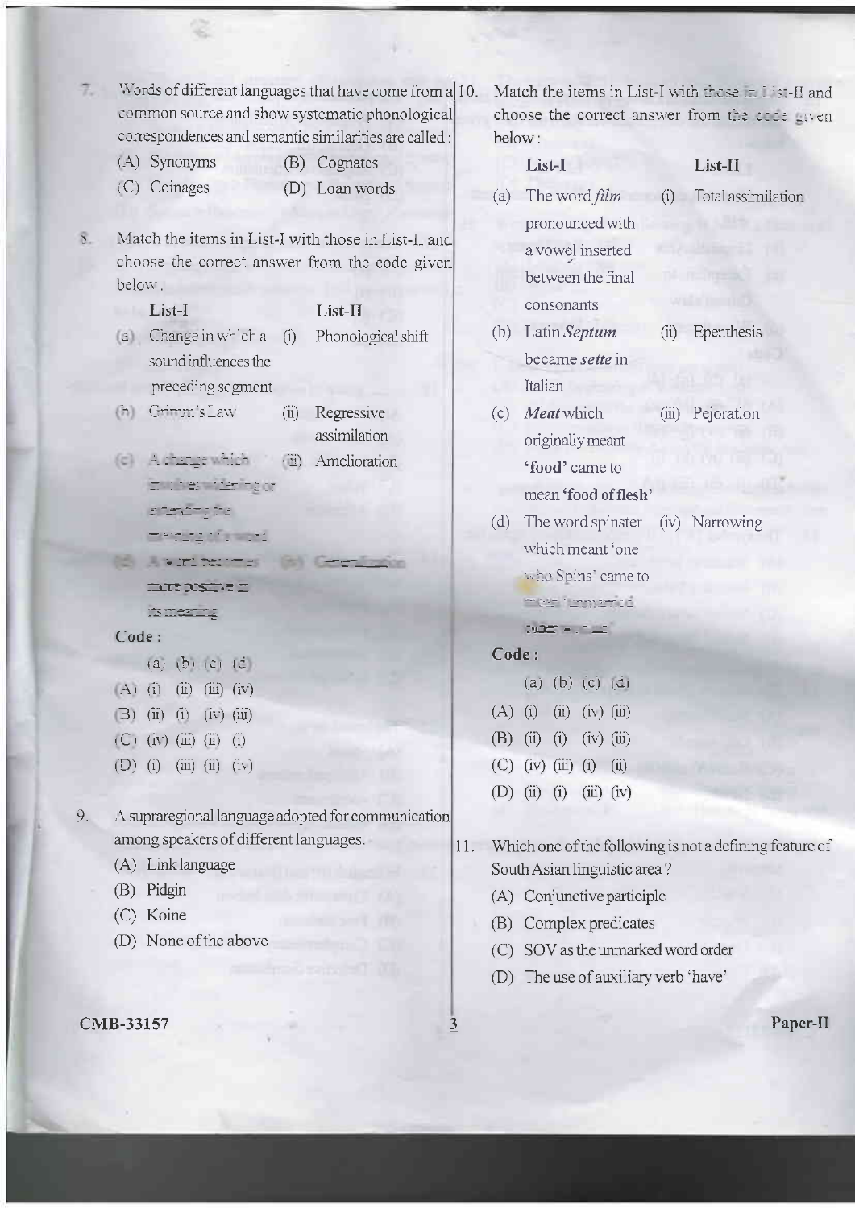7. Words of different languages that have come from a common source and show systematic phonological correspondences and semantic similarities are called :

   (A) Synonyms (B) Cognates

   (C) Coinages (D) Loan words

8. Match the items in List-I with those in List-II and choose the correct answer from the code given below :

| | List-I | | List-II |
|---|---|---|---|
| (a) | Change in which a sound influences the preceding segment | (i) | Phonological shift |
| (b) | Grimm's Law | (ii) | Regressive assimilation |
| (c) | A change which involves widening or extending the meaning of a word | (iii) | Amelioration |
| (d) | A word becomes more positive in its meaning | (iv) | Generalization |

**Code :**

| | (a) | (b) | (c) | (d) |
|---|---|---|---|---|
| (A) | (i) | (ii) | (iii) | (iv) |
| (B) | (ii) | (i) | (iv) | (iii) |
| (C) | (iv) | (iii) | (ii) | (i) |
| (D) | (i) | (iii) | (ii) | (iv) |

9. A supraregional language adopted for communication among speakers of different languages.

   (A) Link language

   (B) Pidgin

   (C) Koine

   (D) None of the above

10. Match the items in List-I with those in List-II and choose the correct answer from the code given below :

| | List-I | | List-II |
|---|---|---|---|
| (a) | The word *film* pronounced with a vowel inserted between the final consonants | (i) | Total assimilation |
| (b) | Latin ***Septum*** became ***sette*** in Italian | (ii) | Epenthesis |
| (c) | ***Meat*** which originally meant **'food'** came to mean **'food of flesh'** | (iii) | Pejoration |
| (d) | The word spinster which meant 'one who Spins' came to mean 'unmarried older woman' | (iv) | Narrowing |

**Code :**

| | (a) | (b) | (c) | (d) |
|---|---|---|---|---|
| (A) | (i) | (ii) | (iv) | (iii) |
| (B) | (ii) | (i) | (iv) | (iii) |
| (C) | (iv) | (iii) | (i) | (ii) |
| (D) | (ii) | (i) | (iii) | (iv) |

11. Which one of the following is not a defining feature of South Asian linguistic area ?

    (A) Conjunctive participle

    (B) Complex predicates

    (C) SOV as the unmarked word order

    (D) The use of auxiliary verb 'have'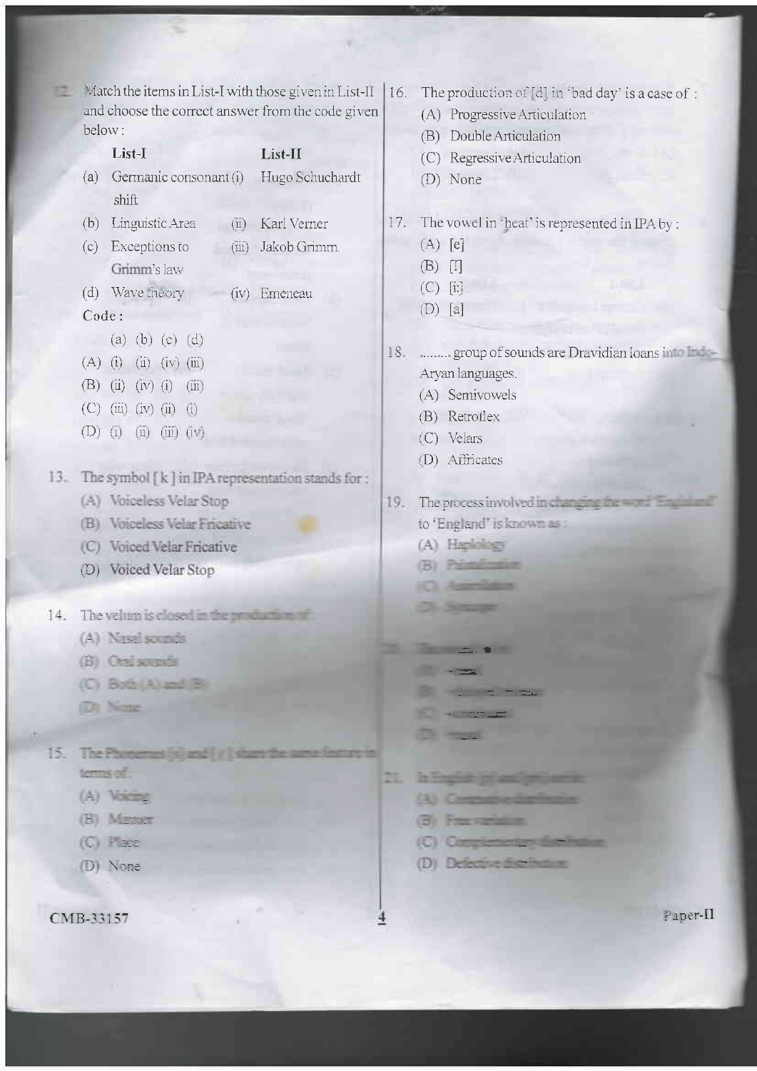12. Match the items in List-I with those given in List-II and choose the correct answer from the code given below :

| List-I | List-II |
|---|---|
| (a) Germanic consonant shift | (i) Hugo Schuchardt |
| (b) Linguistic Area | (ii) Karl Verner |
| (c) Exceptions to Grimm's law | (iii) Jakob Grimm |
| (d) Wave theory | (iv) Emeneau |

Code :

| | (a) | (b) | (c) | (d) |
|---|---|---|---|---|
| (A) | (i) | (ii) | (iv) | (iii) |
| (B) | (ii) | (iv) | (i) | (iii) |
| (C) | (iii) | (iv) | (ii) | (i) |
| (D) | (i) | (ii) | (iii) | (iv) |

13. The symbol [ k ] in IPA representation stands for :
    (A) Voiceless Velar Stop
    (B) Voiceless Velar Fricative
    (C) Voiced Velar Fricative
    (D) Voiced Velar Stop

14. The velum is closed in the production of :
    (A) Nasal sounds
    (B) Oral sounds
    (C) Both (A) and (B)
    (D) None

15. The Phonemes [p] and [ t ] share the same feature in terms of :
    (A) Voicing
    (B) Manner
    (C) Place
    (D) None

16. The production of [d] in 'bad day' is a case of :
    (A) Progressive Articulation
    (B) Double Articulation
    (C) Regressive Articulation
    (D) None

17. The vowel in 'beat' is represented in IPA by :
    (A) [e]
    (B) [I]
    (C) [i:]
    (D) [a]

18. ........ group of sounds are Dravidian loans into Indo-Aryan languages.
    (A) Semivowels
    (B) Retroflex
    (C) Velars
    (D) Affricates

19. The process involved in changing the word 'Englaland' to 'England' is known as :
    (A) Haplology
    (B) Palatalization
    (C) Assimilation
    (D) Syncope

20. ...

21. In English [p] and [pʰ] are in :
    (A) Contrastive distribution
    (B) Free variation
    (C) Complementary distribution
    (D) Defective distribution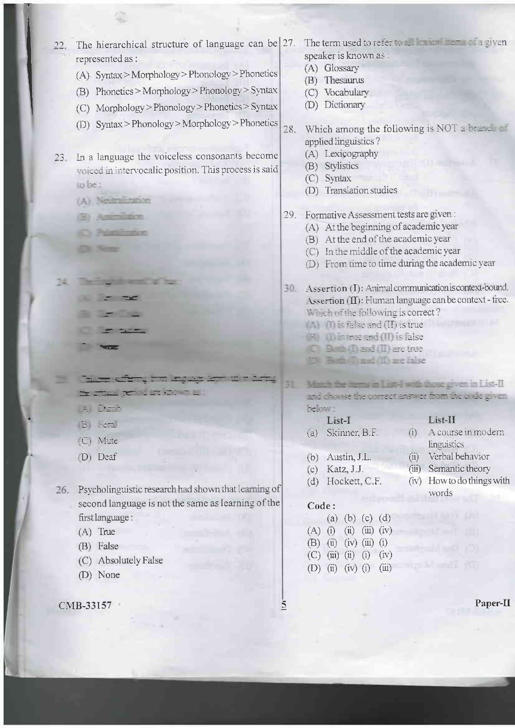22. The hierarchical structure of language can be represented as :

(A) Syntax > Morphology > Phonology > Phonetics
(B) Phonetics > Morphology > Phonology > Syntax
(C) Morphology > Phonology > Phonetics > Syntax
(D) Syntax > Phonology > Morphology > Phonetics

23. In a language the voiceless consonants become voiced in intervocalic position. This process is said to be :

(A) Neutralization
(B) Assimilation
(C) Palatalization
(D) None

24. The English word of has :

(A) ...
(B) ...
(C) ...
(D) None

25. Children suffering from language deprivation during the critical period are known as :

(A) Dumb
(B) Feral
(C) Mute
(D) Deaf

26. Psycholinguistic research had shown that learning of second language is not the same as learning of the first language :

(A) True
(B) False
(C) Absolutely False
(D) None

27. The term used to refer to all lexical items of a given speaker is known as :

(A) Glossary
(B) Thesaurus
(C) Vocabulary
(D) Dictionary

28. Which among the following is NOT a branch of applied linguistics ?

(A) Lexicography
(B) Stylistics
(C) Syntax
(D) Translation studies

29. Formative Assessment tests are given :

(A) At the beginning of academic year
(B) At the end of the academic year
(C) In the middle of the academic year
(D) From time to time during the academic year

30. Assertion (I): Animal communication is context-bound.
Assertion (II): Human language can be context - free.
Which of the following is correct ?

(A) (I) is false and (II) is true
(B) (I) is true and (II) is false
(C) Both (I) and (II) are true
(D) Both (I) and (II) are false

31. Match the items in List-I with those given in List-II and choose the correct answer from the code given below :

| | List-I | | List-II |
|---|---|---|---|
| (a) | Skinner, B.F. | (i) | A course in modern linguistics |
| (b) | Austin, J.L. | (ii) | Verbal behavior |
| (c) | Katz, J.J. | (iii) | Semantic theory |
| (d) | Hockett, C.F. | (iv) | How to do things with words |

**Code :**

| | (a) | (b) | (c) | (d) |
|---|---|---|---|---|
| (A) | (i) | (ii) | (iii) | (iv) |
| (B) | (ii) | (iv) | (iii) | (i) |
| (C) | (iii) | (ii) | (i) | (iv) |
| (D) | (ii) | (iv) | (i) | (iii) |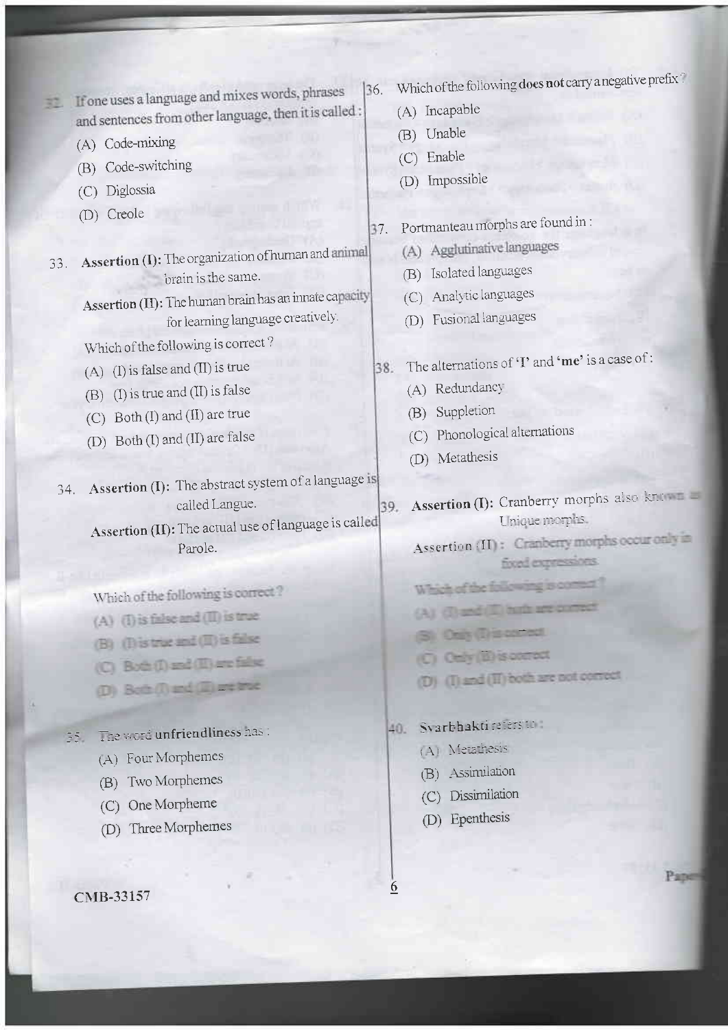32. If one uses a language and mixes words, phrases and sentences from other language, then it is called :

(A) Code-mixing

(B) Code-switching

(C) Diglossia

(D) Creole

33. **Assertion (I):** The organization of human and animal brain is the same.

**Assertion (II):** The human brain has an innate capacity for learning language creatively.

Which of the following is correct ?

(A) (I) is false and (II) is true

(B) (I) is true and (II) is false

(C) Both (I) and (II) are true

(D) Both (I) and (II) are false

34. **Assertion (I):** The abstract system of a language is called Langue.

**Assertion (II):** The actual use of language is called Parole.

Which of the following is correct ?

(A) (I) is false and (II) is true

(B) (I) is true and (II) is false

(C) Both (I) and (II) are false

(D) Both (I) and (II) are true

35. The word **unfriendliness** has :

(A) Four Morphemes

(B) Two Morphemes

(C) One Morpheme

(D) Three Morphemes

36. Which of the following **does not** carry a negative prefix ?

(A) Incapable

(B) Unable

(C) Enable

(D) Impossible

37. Portmanteau morphs are found in :

(A) Agglutinative languages

(B) Isolated languages

(C) Analytic languages

(D) Fusional languages

38. The alternations of '**I**' and '**me**' is a case of :

(A) Redundancy

(B) Suppletion

(C) Phonological alternations

(D) Metathesis

39. **Assertion (I):** Cranberry morphs also known as Unique morphs.

**Assertion (II):** Cranberry morphs occur only in fixed expressions.

Which of the following is correct ?

(A) (I) and (II) both are correct

(B) Only (I) is correct

(C) Only (II) is correct

(D) (I) and (II) both are not correct

40. **Svarbhakti** refers to :

(A) Metathesis

(B) Assimilation

(C) Dissimilation

(D) Epenthesis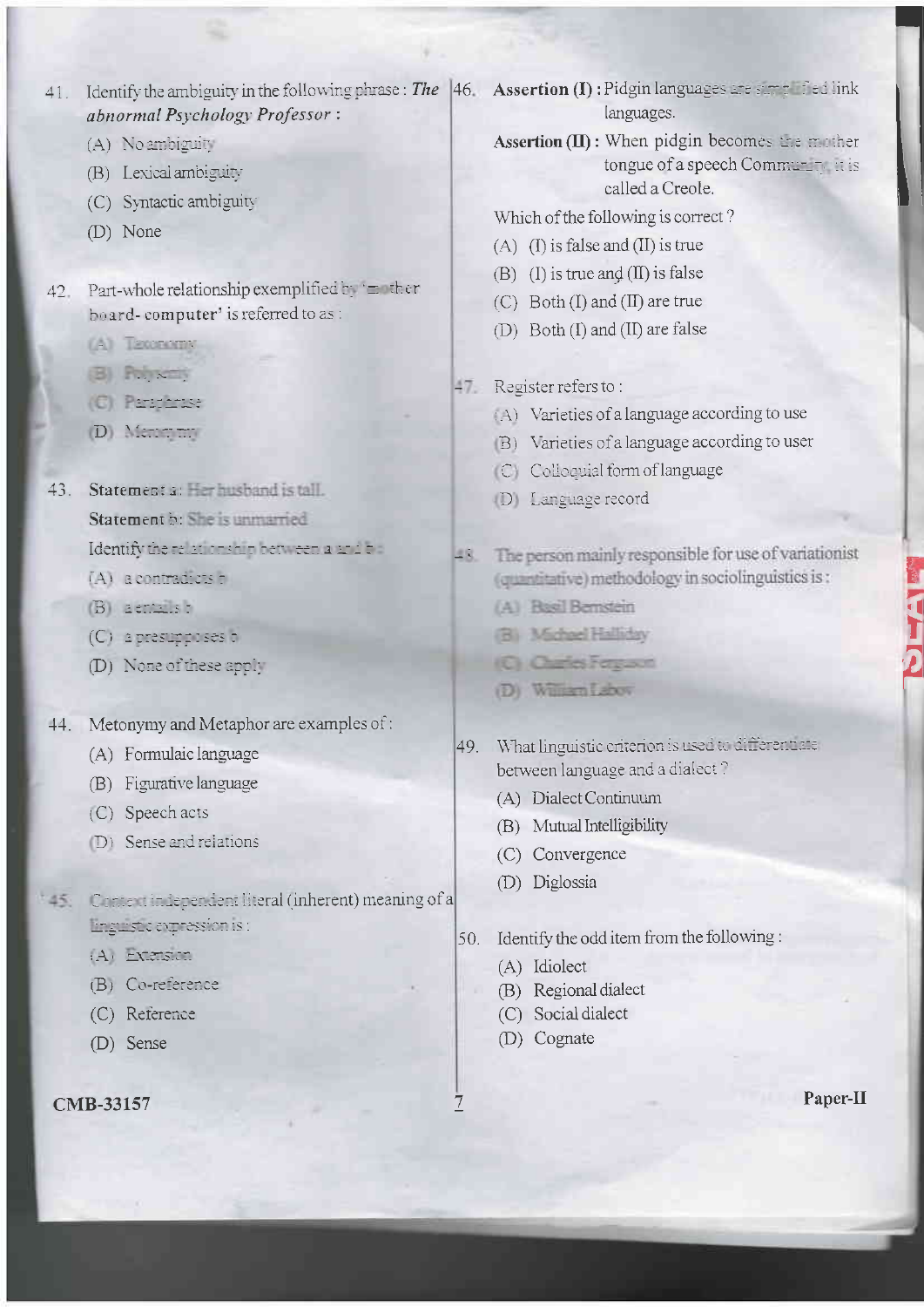41. Identify the ambiguity in the following phrase : *The abnormal Psychology Professor* :
    (A) No ambiguity
    (B) Lexical ambiguity
    (C) Syntactic ambiguity
    (D) None

42. Part-whole relationship exemplified by '**mother board- computer**' is referred to as :
    (A) Taxonomy
    (B) Polysemy
    (C) Paraphrase
    (D) Meronymy

43. **Statement a**: Her husband is tall.
    **Statement b**: She is unmarried
    Identify the relationship between a and b :
    (A) a contradicts b
    (B) a entails b
    (C) a presupposes b
    (D) None of these apply

44. Metonymy and Metaphor are examples of :
    (A) Formulaic language
    (B) Figurative language
    (C) Speech acts
    (D) Sense and relations

45. Context independent literal (inherent) meaning of a linguistic expression is :
    (A) Extension
    (B) Co-reference
    (C) Reference
    (D) Sense

46. **Assertion (I) :** Pidgin languages are simplified link languages.
    **Assertion (II) :** When pidgin becomes the mother tongue of a speech Community, it is called a Creole.
    Which of the following is correct ?
    (A) (I) is false and (II) is true
    (B) (I) is true and (II) is false
    (C) Both (I) and (II) are true
    (D) Both (I) and (II) are false

47. Register refers to :
    (A) Varieties of a language according to use
    (B) Varieties of a language according to user
    (C) Colloquial form of language
    (D) Language record

48. The person mainly responsible for use of variationist (quantitative) methodology in sociolinguistics is :
    (A) Basil Bernstein
    (B) Michael Halliday
    (C) Charles Ferguson
    (D) William Labov

49. What linguistic criterion is used to differentiate between language and a dialect ?
    (A) Dialect Continuum
    (B) Mutual Intelligibility
    (C) Convergence
    (D) Diglossia

50. Identify the odd item from the following :
    (A) Idiolect
    (B) Regional dialect
    (C) Social dialect
    (D) Cognate